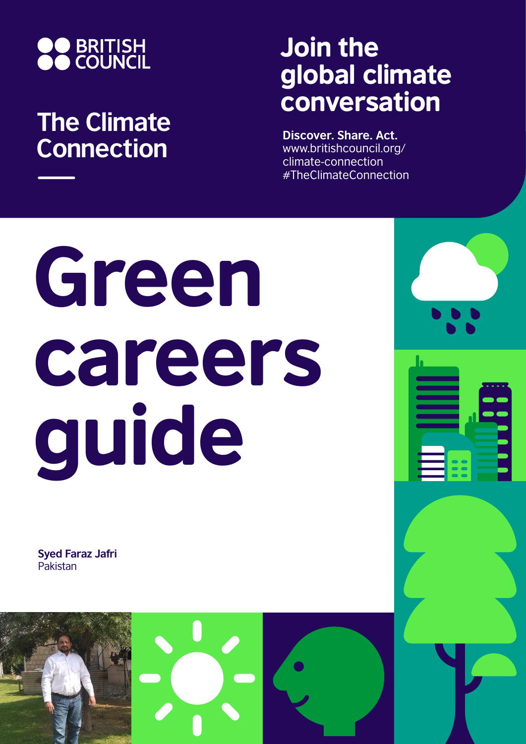BRITISH COUNCIL

## The Climate Connection

## Join the global climate conversation

**Discover. Share. Act.**
www.britishcouncil.org/climate-connection
#TheClimateConnection

# Green careers guide

**Syed Faraz Jafri**
Pakistan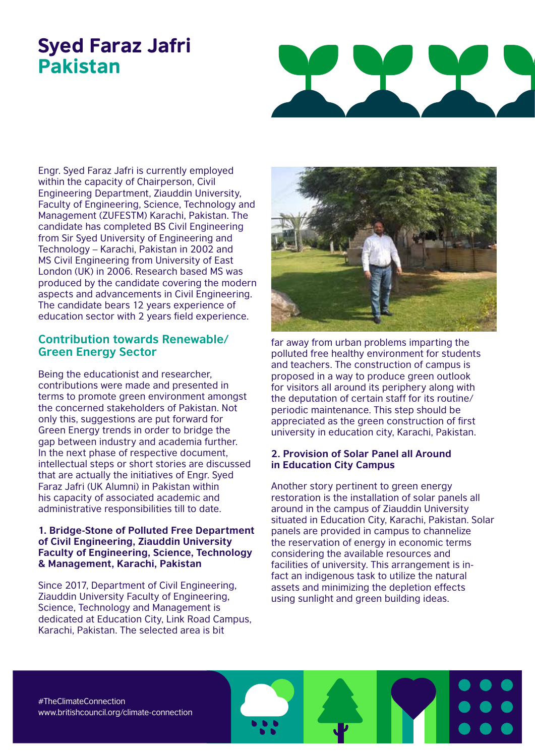# Syed Faraz Jafri
## Pakistan

Engr. Syed Faraz Jafri is currently employed within the capacity of Chairperson, Civil Engineering Department, Ziauddin University, Faculty of Engineering, Science, Technology and Management (ZUFESTM) Karachi, Pakistan. The candidate has completed BS Civil Engineering from Sir Syed University of Engineering and Technology – Karachi, Pakistan in 2002 and MS Civil Engineering from University of East London (UK) in 2006. Research based MS was produced by the candidate covering the modern aspects and advancements in Civil Engineering. The candidate bears 12 years experience of education sector with 2 years field experience.

## Contribution towards Renewable/ Green Energy Sector

Being the educationist and researcher, contributions were made and presented in terms to promote green environment amongst the concerned stakeholders of Pakistan. Not only this, suggestions are put forward for Green Energy trends in order to bridge the gap between industry and academia further. In the next phase of respective document, intellectual steps or short stories are discussed that are actually the initiatives of Engr. Syed Faraz Jafri (UK Alumni) in Pakistan within his capacity of associated academic and administrative responsibilities till to date.

### 1. Bridge-Stone of Polluted Free Department of Civil Engineering, Ziauddin University Faculty of Engineering, Science, Technology & Management, Karachi, Pakistan

Since 2017, Department of Civil Engineering, Ziauddin University Faculty of Engineering, Science, Technology and Management is dedicated at Education City, Link Road Campus, Karachi, Pakistan. The selected area is bit far away from urban problems imparting the polluted free healthy environment for students and teachers. The construction of campus is proposed in a way to produce green outlook for visitors all around its periphery along with the deputation of certain staff for its routine/ periodic maintenance. This step should be appreciated as the green construction of first university in education city, Karachi, Pakistan.

### 2. Provision of Solar Panel all Around in Education City Campus

Another story pertinent to green energy restoration is the installation of solar panels all around in the campus of Ziauddin University situated in Education City, Karachi, Pakistan. Solar panels are provided in campus to channelize the reservation of energy in economic terms considering the available resources and facilities of university. This arrangement is in-fact an indigenous task to utilize the natural assets and minimizing the depletion effects using sunlight and green building ideas.

#TheClimateConnection
www.britishcouncil.org/climate-connection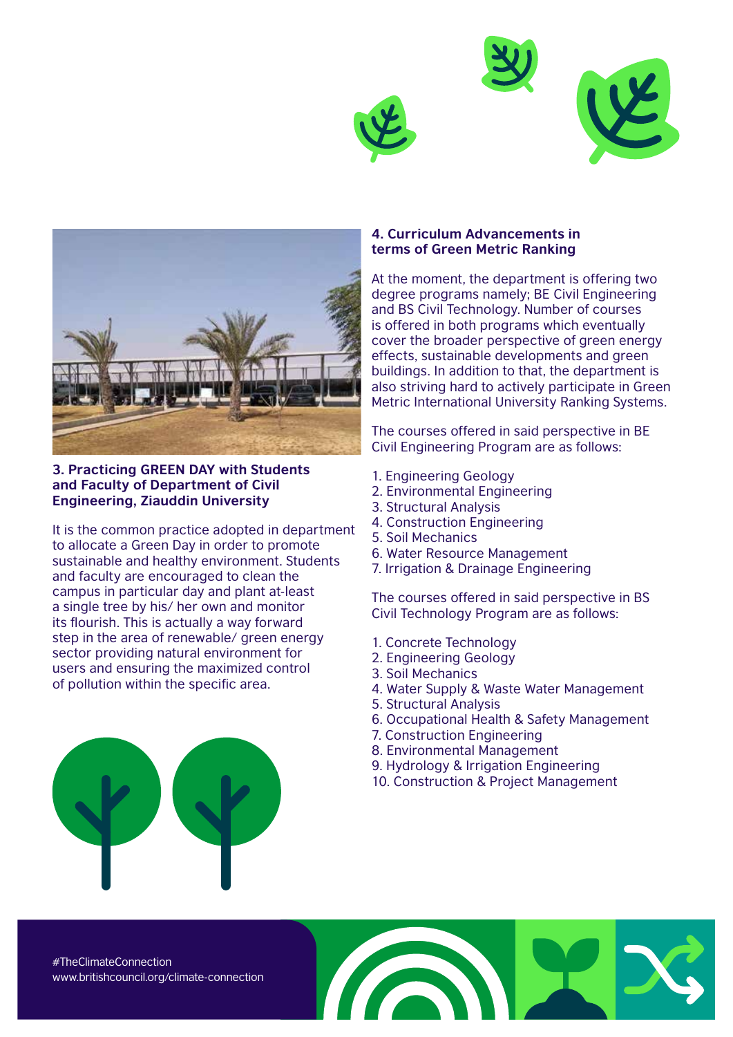### 3. Practicing GREEN DAY with Students and Faculty of Department of Civil Engineering, Ziauddin University

It is the common practice adopted in department to allocate a Green Day in order to promote sustainable and healthy environment. Students and faculty are encouraged to clean the campus in particular day and plant at-least a single tree by his/ her own and monitor its flourish. This is actually a way forward step in the area of renewable/ green energy sector providing natural environment for users and ensuring the maximized control of pollution within the specific area.

### 4. Curriculum Advancements in terms of Green Metric Ranking

At the moment, the department is offering two degree programs namely; BE Civil Engineering and BS Civil Technology. Number of courses is offered in both programs which eventually cover the broader perspective of green energy effects, sustainable developments and green buildings. In addition to that, the department is also striving hard to actively participate in Green Metric International University Ranking Systems.

The courses offered in said perspective in BE Civil Engineering Program are as follows:

1. Engineering Geology
2. Environmental Engineering
3. Structural Analysis
4. Construction Engineering
5. Soil Mechanics
6. Water Resource Management
7. Irrigation & Drainage Engineering

The courses offered in said perspective in BS Civil Technology Program are as follows:

1. Concrete Technology
2. Engineering Geology
3. Soil Mechanics
4. Water Supply & Waste Water Management
5. Structural Analysis
6. Occupational Health & Safety Management
7. Construction Engineering
8. Environmental Management
9. Hydrology & Irrigation Engineering
10. Construction & Project Management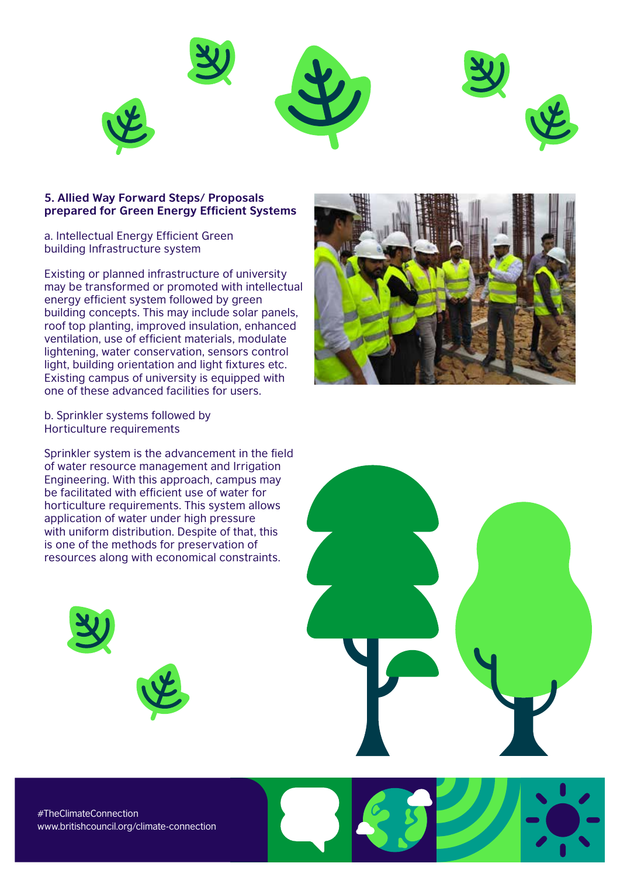**5. Allied Way Forward Steps/ Proposals prepared for Green Energy Efficient Systems**

a. Intellectual Energy Efficient Green building Infrastructure system

Existing or planned infrastructure of university may be transformed or promoted with intellectual energy efficient system followed by green building concepts. This may include solar panels, roof top planting, improved insulation, enhanced ventilation, use of efficient materials, modulate lightening, water conservation, sensors control light, building orientation and light fixtures etc. Existing campus of university is equipped with one of these advanced facilities for users.

b. Sprinkler systems followed by Horticulture requirements

Sprinkler system is the advancement in the field of water resource management and Irrigation Engineering. With this approach, campus may be facilitated with efficient use of water for horticulture requirements. This system allows application of water under high pressure with uniform distribution. Despite of that, this is one of the methods for preservation of resources along with economical constraints.

#TheClimateConnection
www.britishcouncil.org/climate-connection